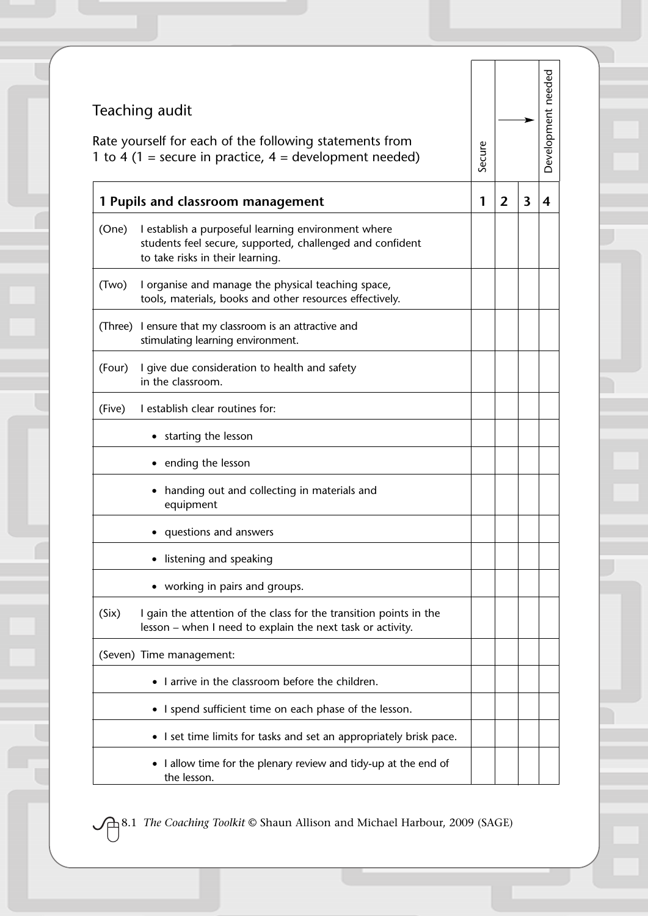# Teaching audit

Rate yourself for each of the following statements from 1 to 4 (1 = secure in practice, 4 = development needed)

| | Secure | | → | Development needed |
|---|---|---|---|---|
| **1 Pupils and classroom management** | **1** | **2** | **3** | **4** |
| (One) I establish a purposeful learning environment where students feel secure, supported, challenged and confident to take risks in their learning. | | | | |
| (Two) I organise and manage the physical teaching space, tools, materials, books and other resources effectively. | | | | |
| (Three) I ensure that my classroom is an attractive and stimulating learning environment. | | | | |
| (Four) I give due consideration to health and safety in the classroom. | | | | |
| (Five) I establish clear routines for: | | | | |
| • starting the lesson | | | | |
| • ending the lesson | | | | |
| • handing out and collecting in materials and equipment | | | | |
| • questions and answers | | | | |
| • listening and speaking | | | | |
| • working in pairs and groups. | | | | |
| (Six) I gain the attention of the class for the transition points in the lesson – when I need to explain the next task or activity. | | | | |
| (Seven) Time management: | | | | |
| • I arrive in the classroom before the children. | | | | |
| • I spend sufficient time on each phase of the lesson. | | | | |
| • I set time limits for tasks and set an appropriately brisk pace. | | | | |
| • I allow time for the plenary review and tidy-up at the end of the lesson. | | | | |

8.1 *The Coaching Toolkit* © Shaun Allison and Michael Harbour, 2009 (SAGE)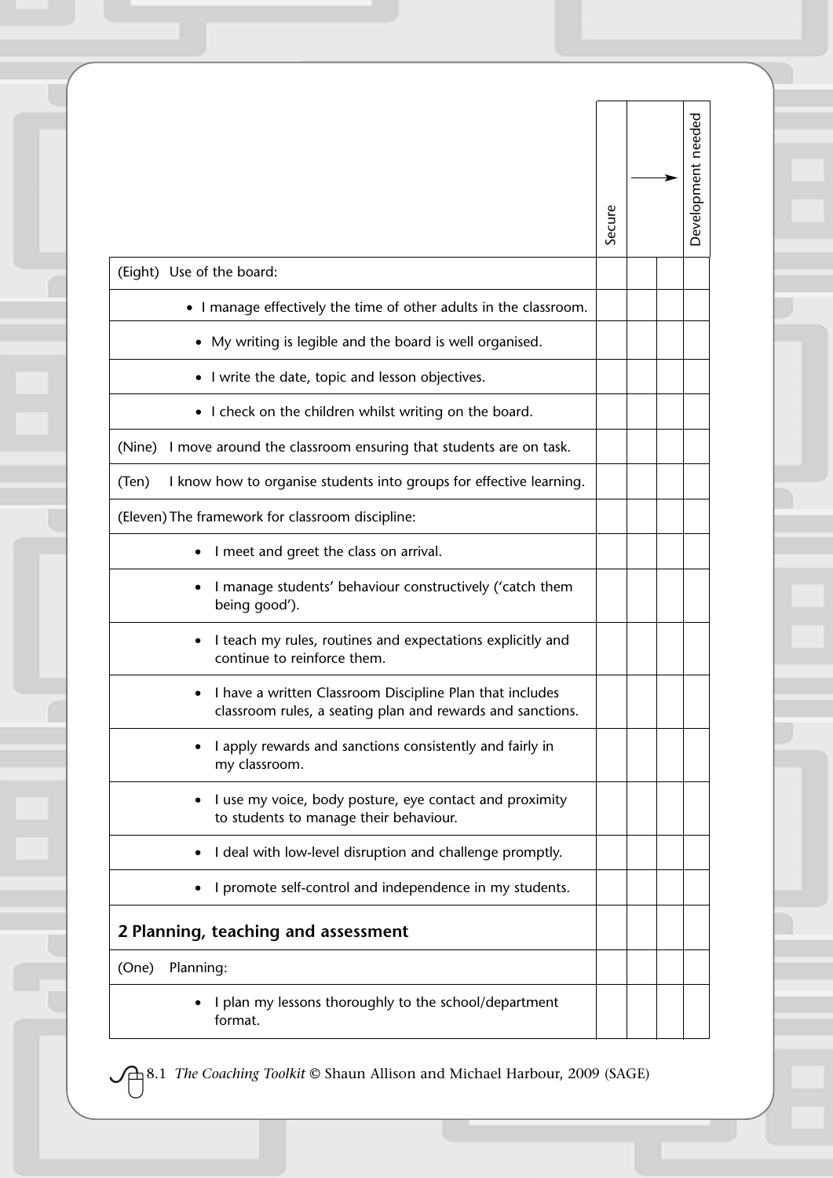| | Secure | → | | Development needed |
|---|---|---|---|---|
| (Eight) Use of the board: | | | | |
| • I manage effectively the time of other adults in the classroom. | | | | |
| • My writing is legible and the board is well organised. | | | | |
| • I write the date, topic and lesson objectives. | | | | |
| • I check on the children whilst writing on the board. | | | | |
| (Nine) I move around the classroom ensuring that students are on task. | | | | |
| (Ten) I know how to organise students into groups for effective learning. | | | | |
| (Eleven) The framework for classroom discipline: | | | | |
| • I meet and greet the class on arrival. | | | | |
| • I manage students' behaviour constructively ('catch them being good'). | | | | |
| • I teach my rules, routines and expectations explicitly and continue to reinforce them. | | | | |
| • I have a written Classroom Discipline Plan that includes classroom rules, a seating plan and rewards and sanctions. | | | | |
| • I apply rewards and sanctions consistently and fairly in my classroom. | | | | |
| • I use my voice, body posture, eye contact and proximity to students to manage their behaviour. | | | | |
| • I deal with low-level disruption and challenge promptly. | | | | |
| • I promote self-control and independence in my students. | | | | |
| **2 Planning, teaching and assessment** | | | | |
| (One) Planning: | | | | |
| • I plan my lessons thoroughly to the school/department format. | | | | |

8.1 *The Coaching Toolkit* © Shaun Allison and Michael Harbour, 2009 (SAGE)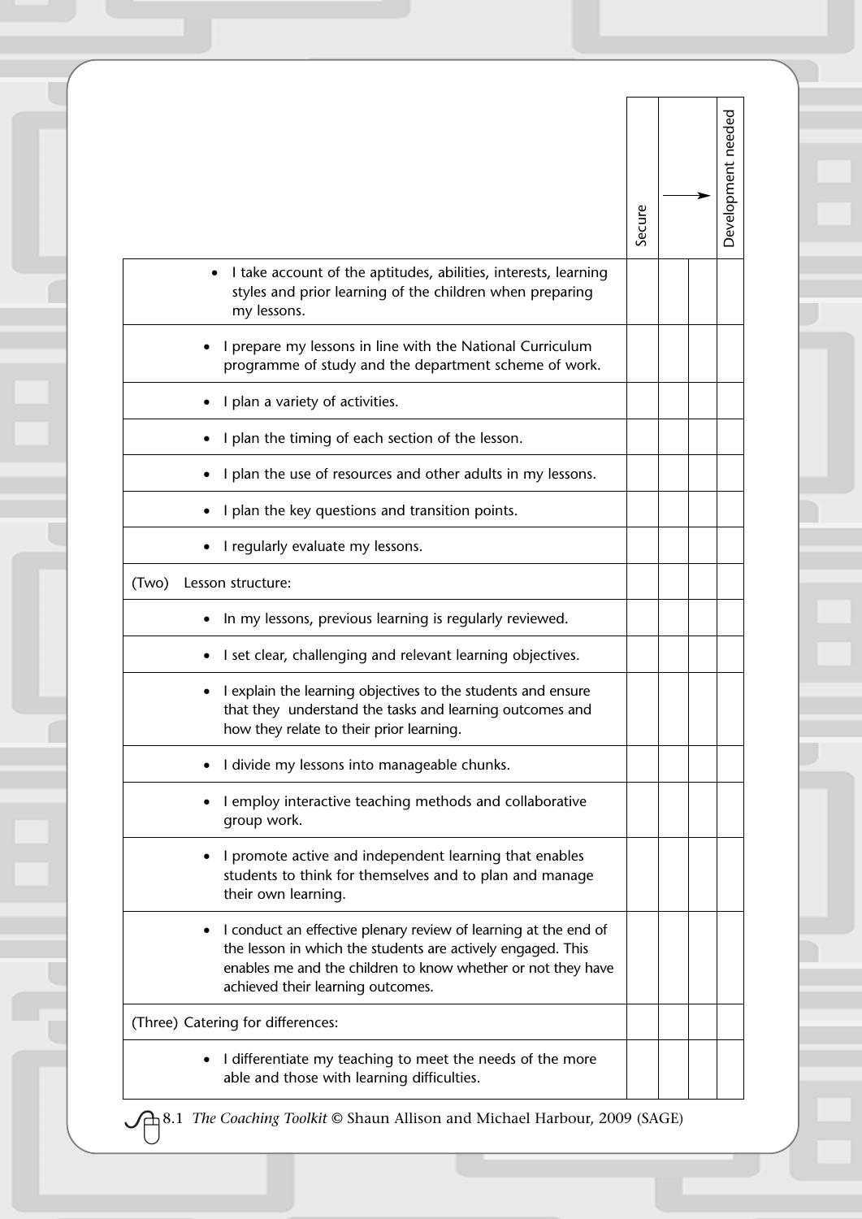| | Secure | → | | Development needed |
|---|---|---|---|---|
| • I take account of the aptitudes, abilities, interests, learning styles and prior learning of the children when preparing my lessons. | | | | |
| • I prepare my lessons in line with the National Curriculum programme of study and the department scheme of work. | | | | |
| • I plan a variety of activities. | | | | |
| • I plan the timing of each section of the lesson. | | | | |
| • I plan the use of resources and other adults in my lessons. | | | | |
| • I plan the key questions and transition points. | | | | |
| • I regularly evaluate my lessons. | | | | |
| (Two) Lesson structure: | | | | |
| • In my lessons, previous learning is regularly reviewed. | | | | |
| • I set clear, challenging and relevant learning objectives. | | | | |
| • I explain the learning objectives to the students and ensure that they understand the tasks and learning outcomes and how they relate to their prior learning. | | | | |
| • I divide my lessons into manageable chunks. | | | | |
| • I employ interactive teaching methods and collaborative group work. | | | | |
| • I promote active and independent learning that enables students to think for themselves and to plan and manage their own learning. | | | | |
| • I conduct an effective plenary review of learning at the end of the lesson in which the students are actively engaged. This enables me and the children to know whether or not they have achieved their learning outcomes. | | | | |
| (Three) Catering for differences: | | | | |
| • I differentiate my teaching to meet the needs of the more able and those with learning difficulties. | | | | |

8.1 *The Coaching Toolkit* © Shaun Allison and Michael Harbour, 2009 (SAGE)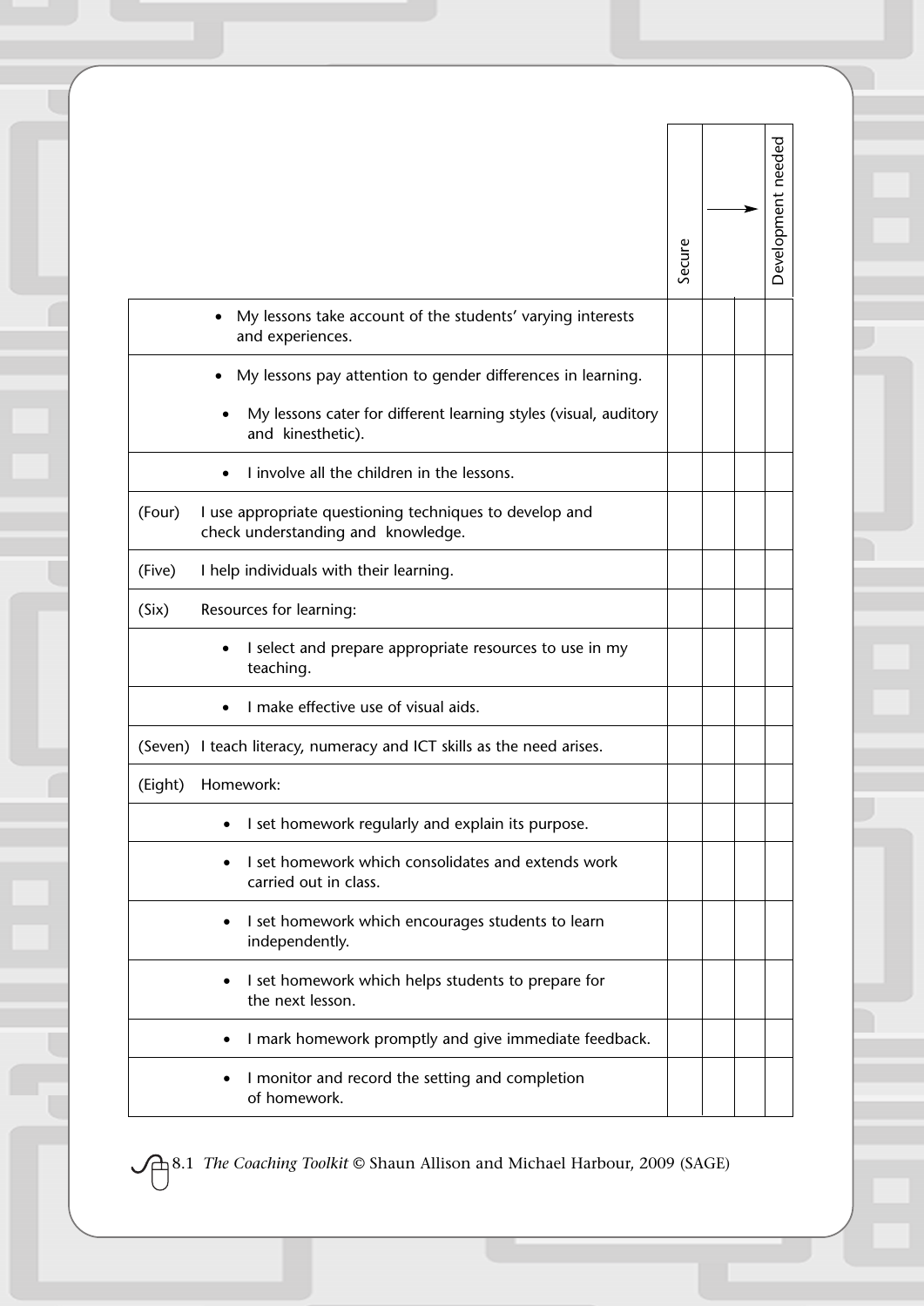| | Secure | → | | Development needed |
|---|---|---|---|---|
| • My lessons take account of the students' varying interests and experiences. | | | | |
| • My lessons pay attention to gender differences in learning. • My lessons cater for different learning styles (visual, auditory and kinesthetic). | | | | |
| • I involve all the children in the lessons. | | | | |
| (Four) I use appropriate questioning techniques to develop and check understanding and knowledge. | | | | |
| (Five) I help individuals with their learning. | | | | |
| (Six) Resources for learning: | | | | |
| • I select and prepare appropriate resources to use in my teaching. | | | | |
| • I make effective use of visual aids. | | | | |
| (Seven) I teach literacy, numeracy and ICT skills as the need arises. | | | | |
| (Eight) Homework: | | | | |
| • I set homework regularly and explain its purpose. | | | | |
| • I set homework which consolidates and extends work carried out in class. | | | | |
| • I set homework which encourages students to learn independently. | | | | |
| • I set homework which helps students to prepare for the next lesson. | | | | |
| • I mark homework promptly and give immediate feedback. | | | | |
| • I monitor and record the setting and completion of homework. | | | | |

8.1 *The Coaching Toolkit* © Shaun Allison and Michael Harbour, 2009 (SAGE)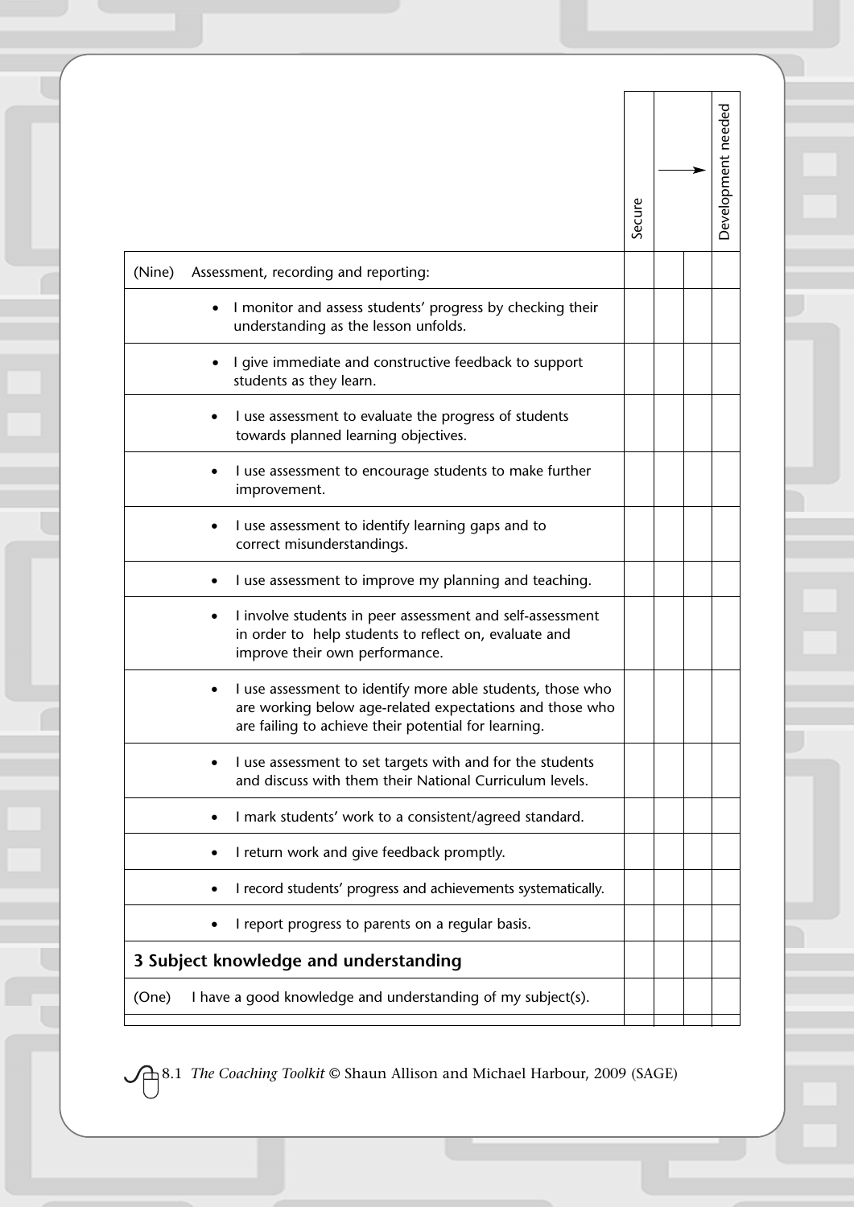| | Secure | → | | Development needed |
|---|---|---|---|---|
| (Nine) Assessment, recording and reporting: | | | | |
| • I monitor and assess students' progress by checking their understanding as the lesson unfolds. | | | | |
| • I give immediate and constructive feedback to support students as they learn. | | | | |
| • I use assessment to evaluate the progress of students towards planned learning objectives. | | | | |
| • I use assessment to encourage students to make further improvement. | | | | |
| • I use assessment to identify learning gaps and to correct misunderstandings. | | | | |
| • I use assessment to improve my planning and teaching. | | | | |
| • I involve students in peer assessment and self-assessment in order to help students to reflect on, evaluate and improve their own performance. | | | | |
| • I use assessment to identify more able students, those who are working below age-related expectations and those who are failing to achieve their potential for learning. | | | | |
| • I use assessment to set targets with and for the students and discuss with them their National Curriculum levels. | | | | |
| • I mark students' work to a consistent/agreed standard. | | | | |
| • I return work and give feedback promptly. | | | | |
| • I record students' progress and achievements systematically. | | | | |
| • I report progress to parents on a regular basis. | | | | |
| **3 Subject knowledge and understanding** | | | | |
| (One) I have a good knowledge and understanding of my subject(s). | | | | |

8.1 *The Coaching Toolkit* © Shaun Allison and Michael Harbour, 2009 (SAGE)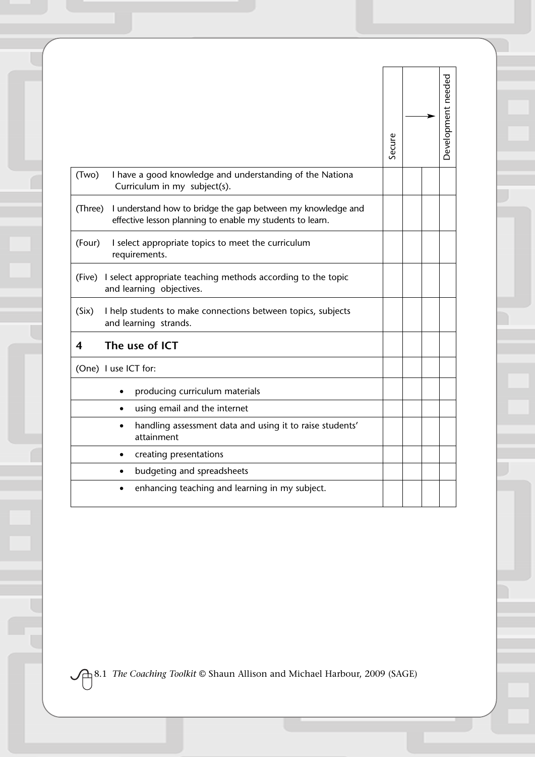| | Secure | → | | Development needed |
|---|---|---|---|---|
| (Two) I have a good knowledge and understanding of the Nationa Curriculum in my subject(s). | | | | |
| (Three) I understand how to bridge the gap between my knowledge and effective lesson planning to enable my students to learn. | | | | |
| (Four) I select appropriate topics to meet the curriculum requirements. | | | | |
| (Five) I select appropriate teaching methods according to the topic and learning objectives. | | | | |
| (Six) I help students to make connections between topics, subjects and learning strands. | | | | |
| **4 The use of ICT** | | | | |
| (One) I use ICT for: | | | | |
| • producing curriculum materials | | | | |
| • using email and the internet | | | | |
| • handling assessment data and using it to raise students' attainment | | | | |
| • creating presentations | | | | |
| • budgeting and spreadsheets | | | | |
| • enhancing teaching and learning in my subject. | | | | |

8.1 *The Coaching Toolkit* © Shaun Allison and Michael Harbour, 2009 (SAGE)